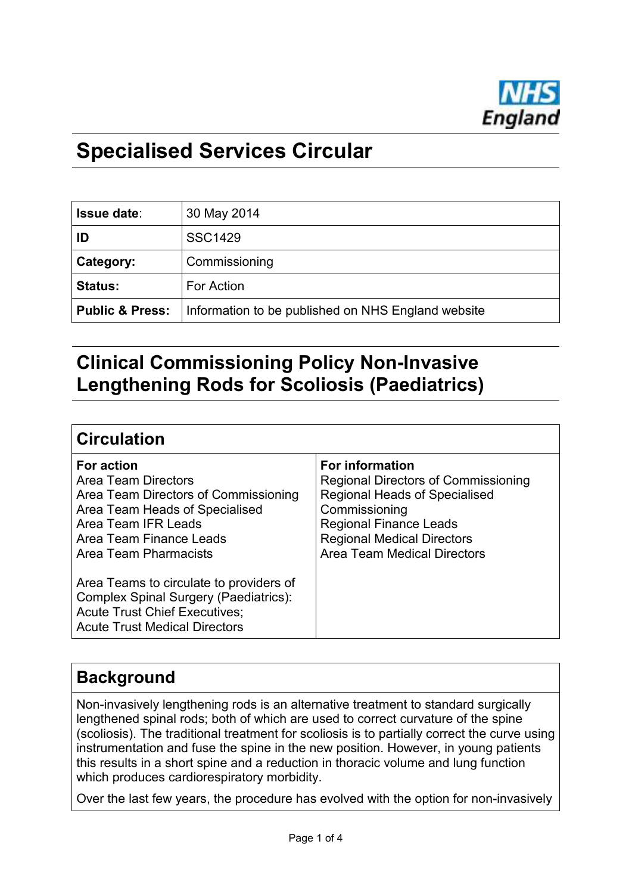# Specialised Services Circular

| **Issue date**: | 30 May 2014 |
|---|---|
| **ID** | SSC1429 |
| **Category:** | Commissioning |
| **Status:** | For Action |
| **Public & Press:** | Information to be published on NHS England website |

## Clinical Commissioning Policy Non-Invasive Lengthening Rods for Scoliosis (Paediatrics)

## Circulation

| **For action** | **For information** |
|---|---|
| Area Team Directors<br>Area Team Directors of Commissioning<br>Area Team Heads of Specialised<br>Area Team IFR Leads<br>Area Team Finance Leads<br>Area Team Pharmacists<br><br>Area Teams to circulate to providers of Complex Spinal Surgery (Paediatrics):<br>Acute Trust Chief Executives;<br>Acute Trust Medical Directors | Regional Directors of Commissioning<br>Regional Heads of Specialised Commissioning<br>Regional Finance Leads<br>Regional Medical Directors<br>Area Team Medical Directors |

## Background

Non-invasively lengthening rods is an alternative treatment to standard surgically lengthened spinal rods; both of which are used to correct curvature of the spine (scoliosis). The traditional treatment for scoliosis is to partially correct the curve using instrumentation and fuse the spine in the new position. However, in young patients this results in a short spine and a reduction in thoracic volume and lung function which produces cardiorespiratory morbidity.

Over the last few years, the procedure has evolved with the option for non-invasively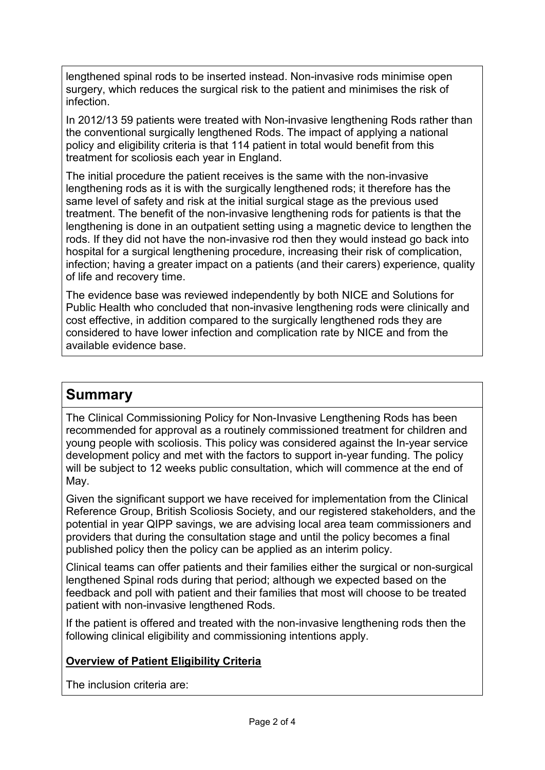lengthened spinal rods to be inserted instead. Non-invasive rods minimise open surgery, which reduces the surgical risk to the patient and minimises the risk of infection.

In 2012/13 59 patients were treated with Non-invasive lengthening Rods rather than the conventional surgically lengthened Rods. The impact of applying a national policy and eligibility criteria is that 114 patient in total would benefit from this treatment for scoliosis each year in England.

The initial procedure the patient receives is the same with the non-invasive lengthening rods as it is with the surgically lengthened rods; it therefore has the same level of safety and risk at the initial surgical stage as the previous used treatment. The benefit of the non-invasive lengthening rods for patients is that the lengthening is done in an outpatient setting using a magnetic device to lengthen the rods. If they did not have the non-invasive rod then they would instead go back into hospital for a surgical lengthening procedure, increasing their risk of complication, infection; having a greater impact on a patients (and their carers) experience, quality of life and recovery time.

The evidence base was reviewed independently by both NICE and Solutions for Public Health who concluded that non-invasive lengthening rods were clinically and cost effective, in addition compared to the surgically lengthened rods they are considered to have lower infection and complication rate by NICE and from the available evidence base.

## Summary

The Clinical Commissioning Policy for Non-Invasive Lengthening Rods has been recommended for approval as a routinely commissioned treatment for children and young people with scoliosis. This policy was considered against the In-year service development policy and met with the factors to support in-year funding. The policy will be subject to 12 weeks public consultation, which will commence at the end of May.

Given the significant support we have received for implementation from the Clinical Reference Group, British Scoliosis Society, and our registered stakeholders, and the potential in year QIPP savings, we are advising local area team commissioners and providers that during the consultation stage and until the policy becomes a final published policy then the policy can be applied as an interim policy.

Clinical teams can offer patients and their families either the surgical or non-surgical lengthened Spinal rods during that period; although we expected based on the feedback and poll with patient and their families that most will choose to be treated patient with non-invasive lengthened Rods.

If the patient is offered and treated with the non-invasive lengthening rods then the following clinical eligibility and commissioning intentions apply.

**Overview of Patient Eligibility Criteria**

The inclusion criteria are: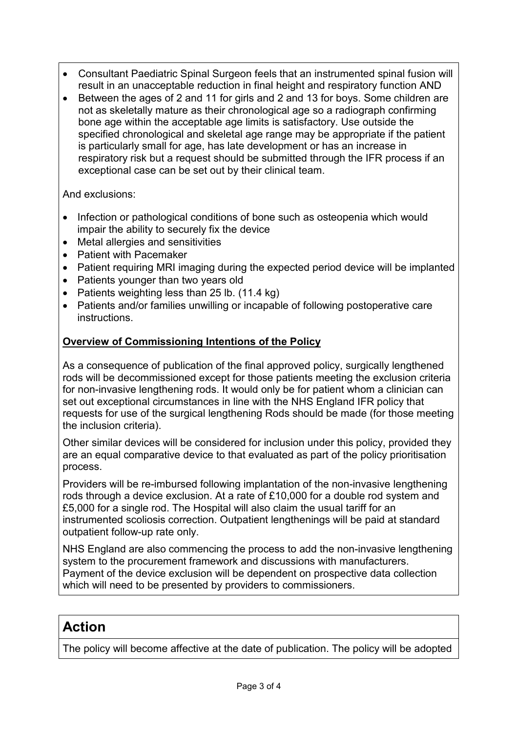- Consultant Paediatric Spinal Surgeon feels that an instrumented spinal fusion will result in an unacceptable reduction in final height and respiratory function AND
- Between the ages of 2 and 11 for girls and 2 and 13 for boys. Some children are not as skeletally mature as their chronological age so a radiograph confirming bone age within the acceptable age limits is satisfactory. Use outside the specified chronological and skeletal age range may be appropriate if the patient is particularly small for age, has late development or has an increase in respiratory risk but a request should be submitted through the IFR process if an exceptional case can be set out by their clinical team.

And exclusions:

- Infection or pathological conditions of bone such as osteopenia which would impair the ability to securely fix the device
- Metal allergies and sensitivities
- Patient with Pacemaker
- Patient requiring MRI imaging during the expected period device will be implanted
- Patients younger than two years old
- Patients weighting less than 25 lb. (11.4 kg)
- Patients and/or families unwilling or incapable of following postoperative care instructions.

**Overview of Commissioning Intentions of the Policy**

As a consequence of publication of the final approved policy, surgically lengthened rods will be decommissioned except for those patients meeting the exclusion criteria for non-invasive lengthening rods. It would only be for patient whom a clinician can set out exceptional circumstances in line with the NHS England IFR policy that requests for use of the surgical lengthening Rods should be made (for those meeting the inclusion criteria).

Other similar devices will be considered for inclusion under this policy, provided they are an equal comparative device to that evaluated as part of the policy prioritisation process.

Providers will be re-imbursed following implantation of the non-invasive lengthening rods through a device exclusion. At a rate of £10,000 for a double rod system and £5,000 for a single rod. The Hospital will also claim the usual tariff for an instrumented scoliosis correction. Outpatient lengthenings will be paid at standard outpatient follow-up rate only.

NHS England are also commencing the process to add the non-invasive lengthening system to the procurement framework and discussions with manufacturers. Payment of the device exclusion will be dependent on prospective data collection which will need to be presented by providers to commissioners.

## Action

The policy will become affective at the date of publication. The policy will be adopted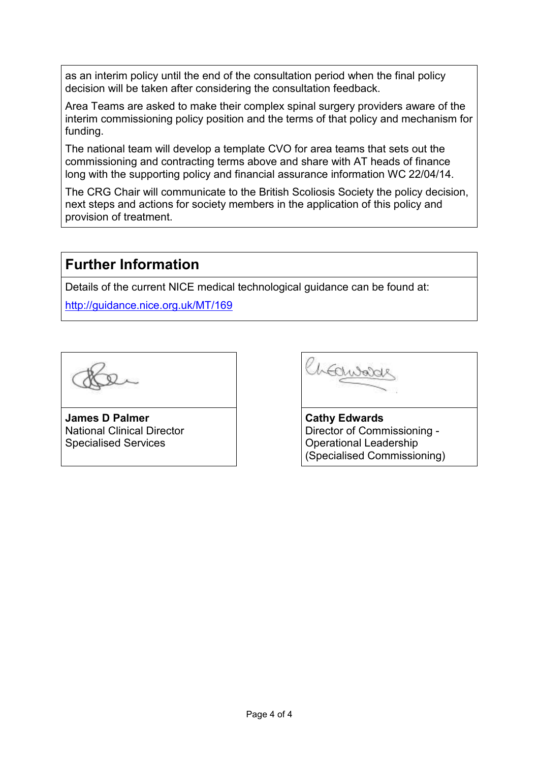as an interim policy until the end of the consultation period when the final policy decision will be taken after considering the consultation feedback.

Area Teams are asked to make their complex spinal surgery providers aware of the interim commissioning policy position and the terms of that policy and mechanism for funding.

The national team will develop a template CVO for area teams that sets out the commissioning and contracting terms above and share with AT heads of finance long with the supporting policy and financial assurance information WC 22/04/14.

The CRG Chair will communicate to the British Scoliosis Society the policy decision, next steps and actions for society members in the application of this policy and provision of treatment.

## Further Information

Details of the current NICE medical technological guidance can be found at:

http://guidance.nice.org.uk/MT/169

**James D Palmer**
National Clinical Director
Specialised Services

**Cathy Edwards**
Director of Commissioning - Operational Leadership
(Specialised Commissioning)